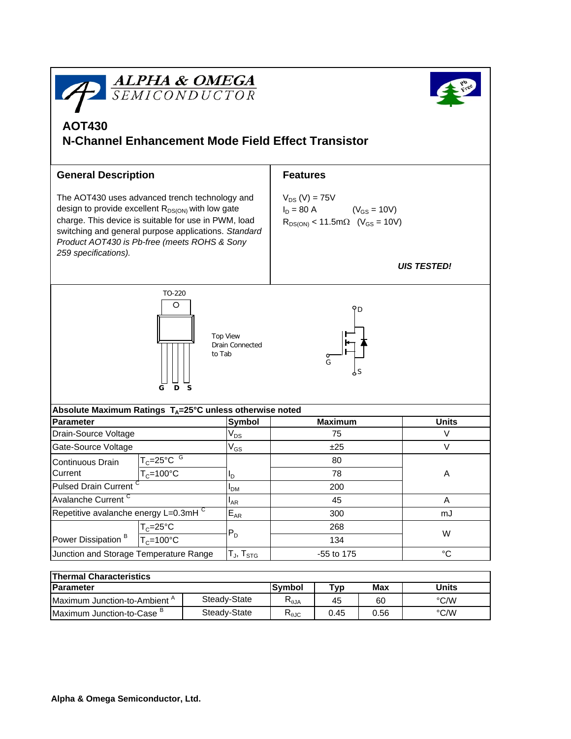# AOT430

## N-Channel Enhancement Mode Field Effect Transistor

### General Description

The AOT430 uses advanced trench technology and design to provide excellent $R_{DS(ON)}$ with low gate charge. This device is suitable for use in PWM, load switching and general purpose applications. *Standard Product AOT430 is Pb-free (meets ROHS & Sony 259 specifications).*

### Features

$V_{DS}$ (V) = 75V
$I_D$ = 80 A ($V_{GS}$ = 10V)
$R_{DS(ON)}$ < 11.5mΩ ($V_{GS}$ = 10V)

***UIS TESTED!***

TO-220

Top View
Drain Connected to Tab

G D S

D, G, S

| **Absolute Maximum Ratings $T_A$=25°C unless otherwise noted** | | | | |
|---|---|---|---|---|
| **Parameter** | | **Symbol** | **Maximum** | **Units** |
| Drain-Source Voltage | | $V_{DS}$ | 75 | V |
| Gate-Source Voltage | | $V_{GS}$ | ±25 | V |
| Continuous Drain Current | $T_C$=25°C [G] | $I_D$ | 80 | A |
| | $T_C$=100°C | | 78 | |
| Pulsed Drain Current [C] | | $I_{DM}$ | 200 | |
| Avalanche Current [C] | | $I_{AR}$ | 45 | A |
| Repetitive avalanche energy L=0.3mH [C] | | $E_{AR}$ | 300 | mJ |
| Power Dissipation [B] | $T_C$=25°C | $P_D$ | 268 | W |
| | $T_C$=100°C | | 134 | |
| Junction and Storage Temperature Range | | $T_J$, $T_{STG}$ | -55 to 175 | °C |

| **Thermal Characteristics** | | | | | |
|---|---|---|---|---|---|
| **Parameter** | | **Symbol** | **Typ** | **Max** | **Units** |
| Maximum Junction-to-Ambient [A] | Steady-State | $R_{\theta JA}$ | 45 | 60 | °C/W |
| Maximum Junction-to-Case [B] | Steady-State | $R_{\theta JC}$ | 0.45 | 0.56 | °C/W |

**Alpha & Omega Semiconductor, Ltd.**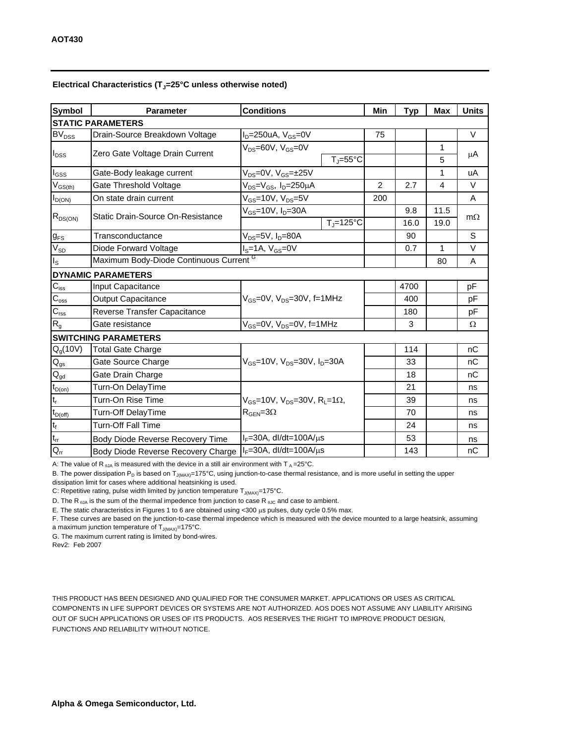**Electrical Characteristics ($T_J$=25°C unless otherwise noted)**

| Symbol | Parameter | Conditions | | Min | Typ | Max | Units |
|---|---|---|---|---|---|---|---|
| **STATIC PARAMETERS** | | | | | | | |
| $BV_{DSS}$ | Drain-Source Breakdown Voltage | $I_D$=250uA, $V_{GS}$=0V | | 75 | | | V |
| $I_{DSS}$ | Zero Gate Voltage Drain Current | $V_{DS}$=60V, $V_{GS}$=0V | | | | 1 | μA |
| | | | $T_J$=55°C | | | 5 | |
| $I_{GSS}$ | Gate-Body leakage current | $V_{DS}$=0V, $V_{GS}$=±25V | | | | 1 | uA |
| $V_{GS(th)}$ | Gate Threshold Voltage | $V_{DS}$=$V_{GS}$, $I_D$=250μA | | 2 | 2.7 | 4 | V |
| $I_{D(ON)}$ | On state drain current | $V_{GS}$=10V, $V_{DS}$=5V | | 200 | | | A |
| $R_{DS(ON)}$ | Static Drain-Source On-Resistance | $V_{GS}$=10V, $I_D$=30A | | | 9.8 | 11.5 | mΩ |
| | | | $T_J$=125°C | | 16.0 | 19.0 | |
| $g_{FS}$ | Transconductance | $V_{DS}$=5V, $I_D$=80A | | | 90 | | S |
| $V_{SD}$ | Diode Forward Voltage | $I_S$=1A, $V_{GS}$=0V | | | 0.7 | 1 | V |
| $I_S$ | Maximum Body-Diode Continuous Current [G] | | | | | 80 | A |
| **DYNAMIC PARAMETERS** | | | | | | | |
| $C_{iss}$ | Input Capacitance | $V_{GS}$=0V, $V_{DS}$=30V, f=1MHz | | | 4700 | | pF |
| $C_{oss}$ | Output Capacitance | | | | 400 | | pF |
| $C_{rss}$ | Reverse Transfer Capacitance | | | | 180 | | pF |
| $R_g$ | Gate resistance | $V_{GS}$=0V, $V_{DS}$=0V, f=1MHz | | | 3 | | Ω |
| **SWITCHING PARAMETERS** | | | | | | | |
| $Q_g$(10V) | Total Gate Charge | $V_{GS}$=10V, $V_{DS}$=30V, $I_D$=30A | | | 114 | | nC |
| $Q_{gs}$ | Gate Source Charge | | | | 33 | | nC |
| $Q_{gd}$ | Gate Drain Charge | | | | 18 | | nC |
| $t_{D(on)}$ | Turn-On DelayTime | $V_{GS}$=10V, $V_{DS}$=30V, $R_L$=1Ω, $R_{GEN}$=3Ω | | | 21 | | ns |
| $t_r$ | Turn-On Rise Time | | | | 39 | | ns |
| $t_{D(off)}$ | Turn-Off DelayTime | | | | 70 | | ns |
| $t_f$ | Turn-Off Fall Time | | | | 24 | | ns |
| $t_{rr}$ | Body Diode Reverse Recovery Time | $I_F$=30A, dI/dt=100A/μs | | | 53 | | ns |
| $Q_{rr}$ | Body Diode Reverse Recovery Charge | $I_F$=30A, dI/dt=100A/μs | | | 143 | | nC |

A: The value of $R_{\theta JA}$ is measured with the device in a still air environment with $T_A$=25°C.

B. The power dissipation $P_D$ is based on $T_{J(MAX)}$=175°C, using junction-to-case thermal resistance, and is more useful in setting the upper dissipation limit for cases where additional heatsinking is used.

C: Repetitive rating, pulse width limited by junction temperature $T_{J(MAX)}$=175°C.

D. The $R_{\theta JA}$ is the sum of the thermal impedence from junction to case $R_{\theta JC}$ and case to ambient.

E. The static characteristics in Figures 1 to 6 are obtained using <300 μs pulses, duty cycle 0.5% max.

F. These curves are based on the junction-to-case thermal impedence which is measured with the device mounted to a large heatsink, assuming a maximum junction temperature of $T_{J(MAX)}$=175°C.

G. The maximum current rating is limited by bond-wires.

Rev2: Feb 2007

THIS PRODUCT HAS BEEN DESIGNED AND QUALIFIED FOR THE CONSUMER MARKET. APPLICATIONS OR USES AS CRITICAL COMPONENTS IN LIFE SUPPORT DEVICES OR SYSTEMS ARE NOT AUTHORIZED. AOS DOES NOT ASSUME ANY LIABILITY ARISING OUT OF SUCH APPLICATIONS OR USES OF ITS PRODUCTS. AOS RESERVES THE RIGHT TO IMPROVE PRODUCT DESIGN, FUNCTIONS AND RELIABILITY WITHOUT NOTICE.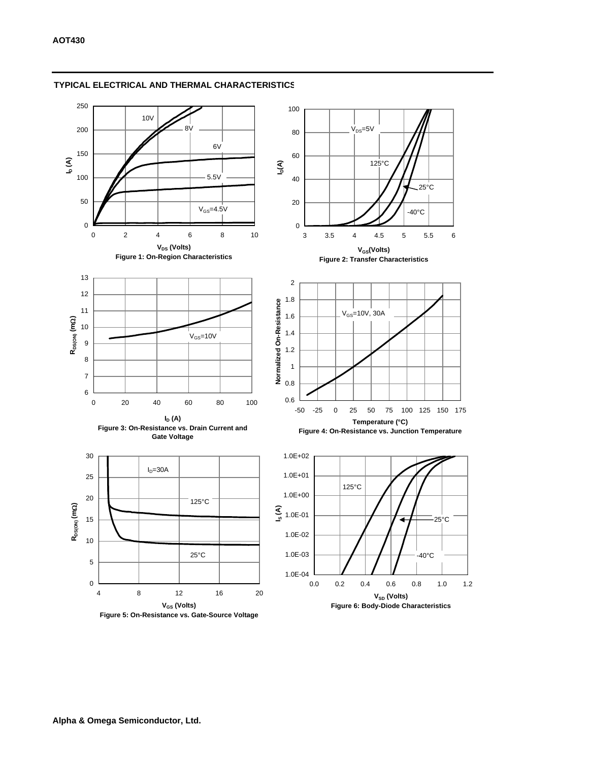## TYPICAL ELECTRICAL AND THERMAL CHARACTERISTICS

Figure 1: On-Region Characteristics

Figure 2: Transfer Characteristics

Figure 3: On-Resistance vs. Drain Current and Gate Voltage

Figure 4: On-Resistance vs. Junction Temperature

Figure 5: On-Resistance vs. Gate-Source Voltage

Figure 6: Body-Diode Characteristics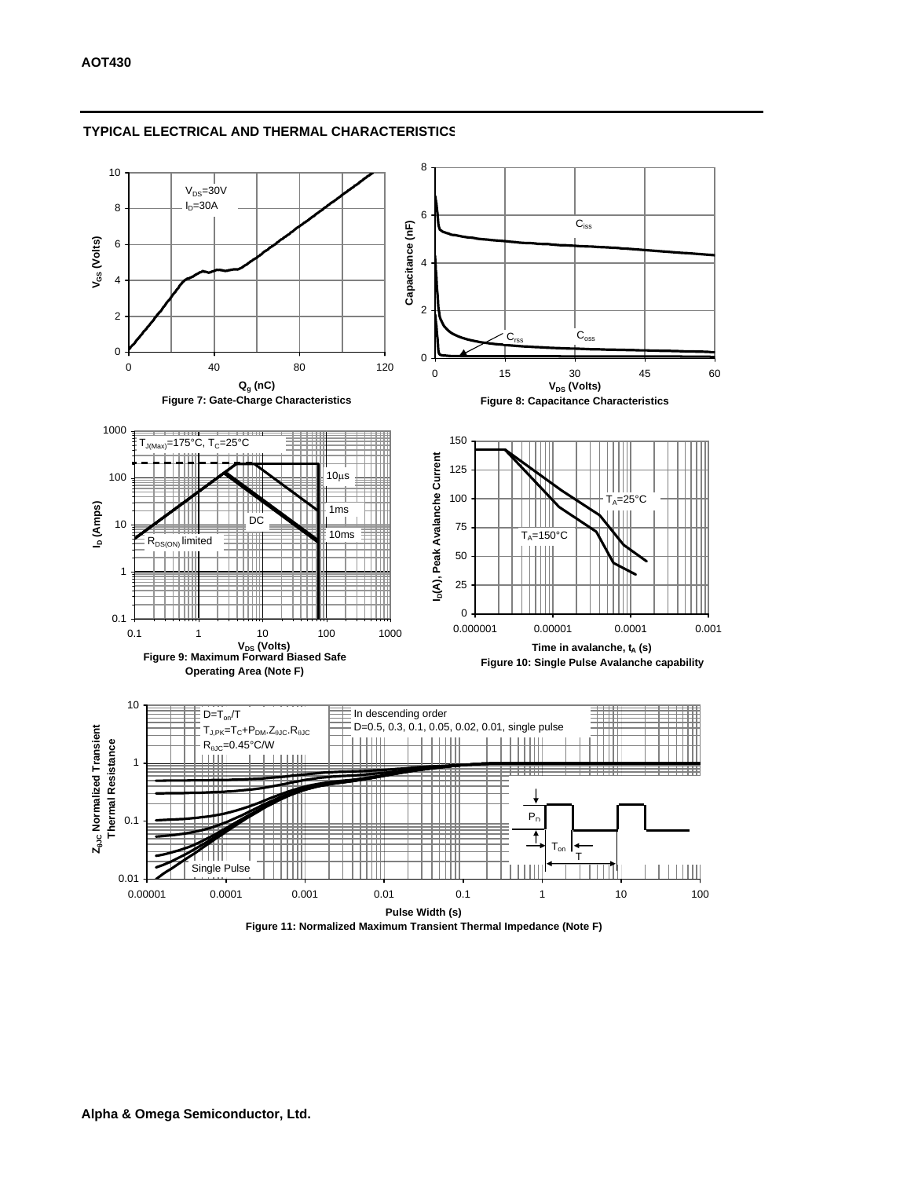## TYPICAL ELECTRICAL AND THERMAL CHARACTERISTICS

$V_{DS}$=30V
$I_D$=30A

Figure 7: Gate-Charge Characteristics

Figure 8: Capacitance Characteristics

$T_{J(Max)}$=175°C, $T_C$=25°C

Figure 9: Maximum Forward Biased Safe Operating Area (Note F)

Figure 10: Single Pulse Avalanche capability

D=$T_{on}$/T
$T_{J,PK}=T_C+P_{DM}.Z_{\theta JC}.R_{\theta JC}$
$R_{\theta JC}$=0.45°C/W

In descending order
D=0.5, 0.3, 0.1, 0.05, 0.02, 0.01, single pulse

Figure 11: Normalized Maximum Transient Thermal Impedance (Note F)

Alpha & Omega Semiconductor, Ltd.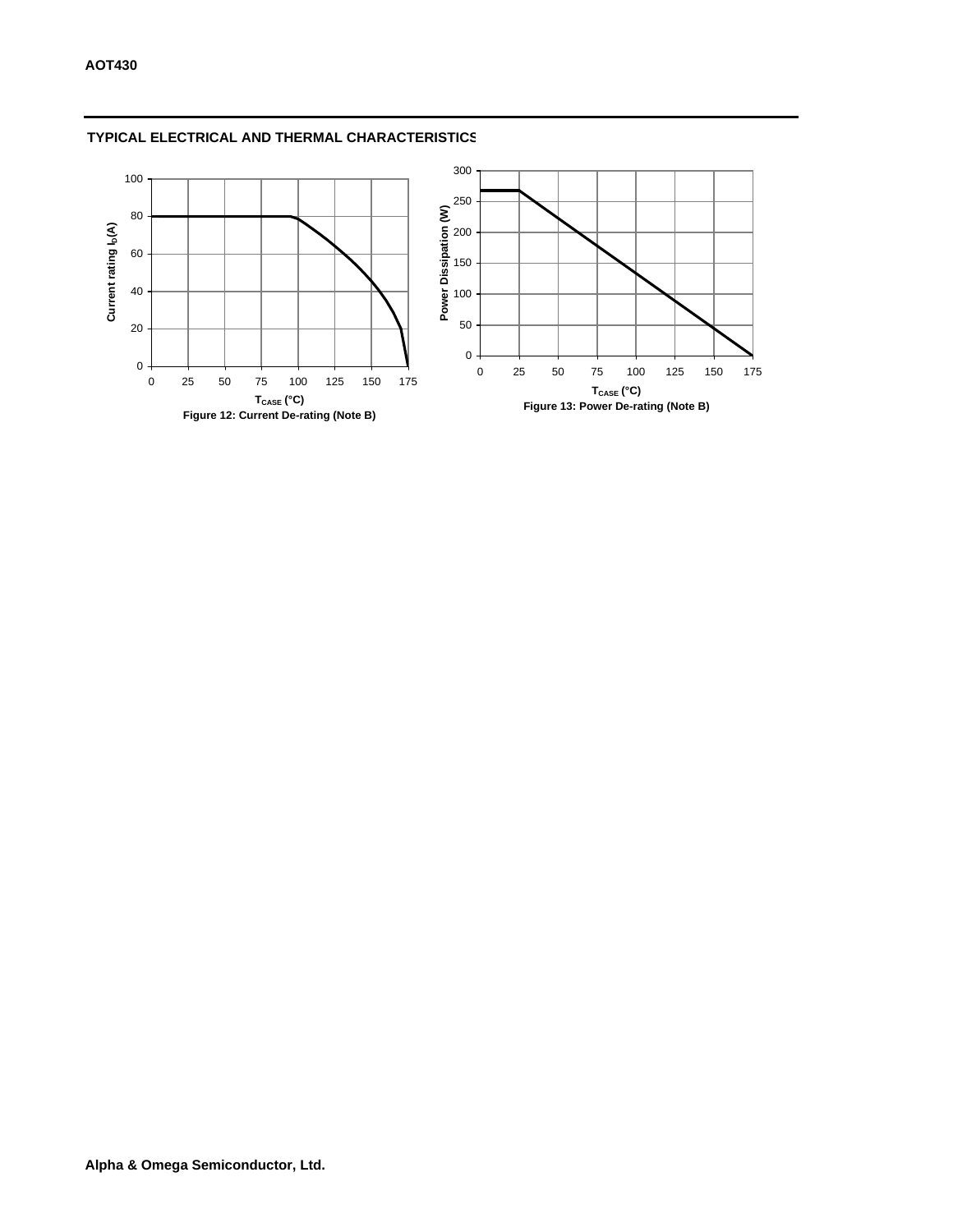## TYPICAL ELECTRICAL AND THERMAL CHARACTERISTICS

100
80
60
40
20
0
Current rating $I_D$(A)
0 25 50 75 100 125 150 175
$T_{CASE}$ (°C)

Figure 12: Current De-rating (Note B)

300
250
200
150
100
50
0
Power Dissipation (W)
0 25 50 75 100 125 150 175
$T_{CASE}$ (°C)

Figure 13: Power De-rating (Note B)